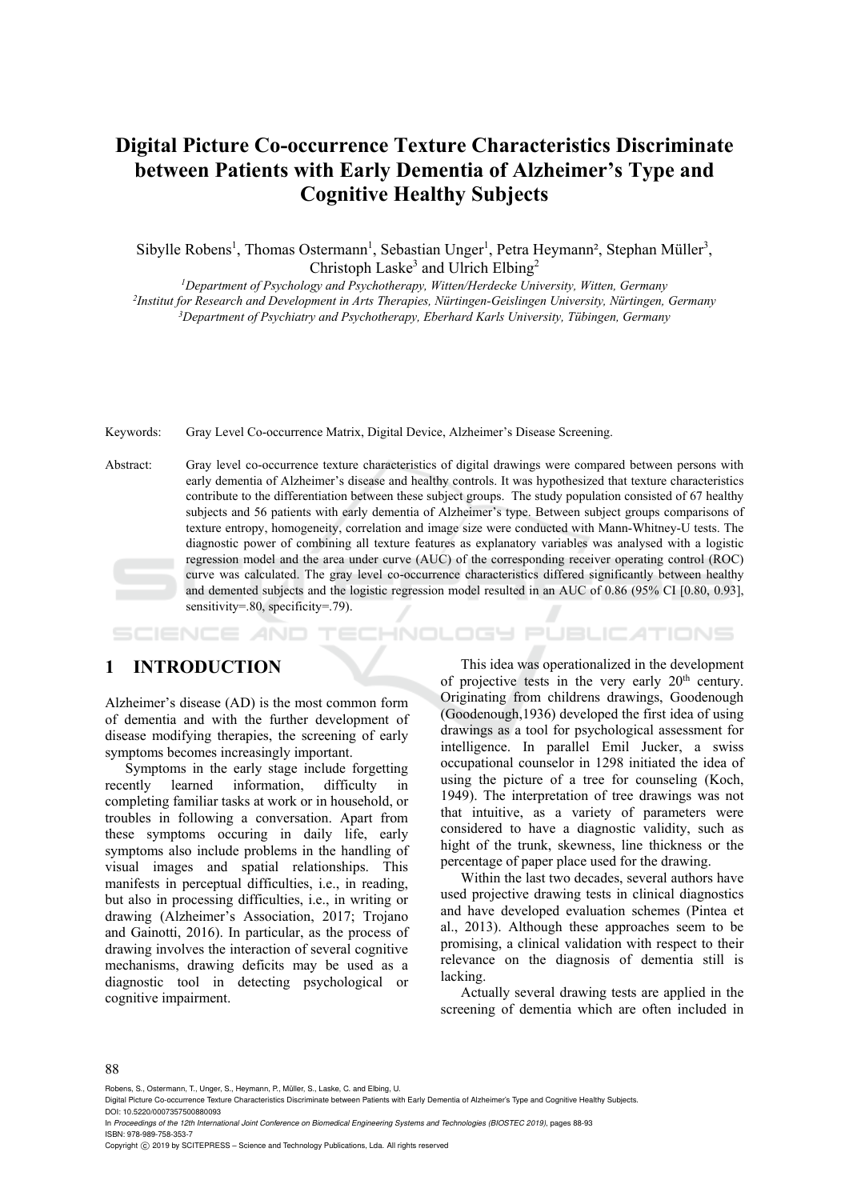# Digital Picture Co-occurrence Texture Characteristics Discriminate between Patients with Early Dementia of Alzheimer's Type and Cognitive Healthy Subjects

Sibylle Robens[1], Thomas Ostermann[1], Sebastian Unger[1], Petra Heymann[2], Stephan Müller[3], Christoph Laske[3] and Ulrich Elbing[2]

[1]*Department of Psychology and Psychotherapy, Witten/Herdecke University, Witten, Germany*
[2]*Institut for Research and Development in Arts Therapies, Nürtingen-Geislingen University, Nürtingen, Germany*
[3]*Department of Psychiatry and Psychotherapy, Eberhard Karls University, Tübingen, Germany*

Keywords: Gray Level Co-occurrence Matrix, Digital Device, Alzheimer's Disease Screening.

Abstract: Gray level co-occurrence texture characteristics of digital drawings were compared between persons with early dementia of Alzheimer's disease and healthy controls. It was hypothesized that texture characteristics contribute to the differentiation between these subject groups. The study population consisted of 67 healthy subjects and 56 patients with early dementia of Alzheimer's type. Between subject groups comparisons of texture entropy, homogeneity, correlation and image size were conducted with Mann-Whitney-U tests. The diagnostic power of combining all texture features as explanatory variables was analysed with a logistic regression model and the area under curve (AUC) of the corresponding receiver operating control (ROC) curve was calculated. The gray level co-occurrence characteristics differed significantly between healthy and demented subjects and the logistic regression model resulted in an AUC of 0.86 (95% CI [0.80, 0.93], sensitivity=.80, specificity=.79).

## 1 INTRODUCTION

Alzheimer's disease (AD) is the most common form of dementia and with the further development of disease modifying therapies, the screening of early symptoms becomes increasingly important.

Symptoms in the early stage include forgetting recently learned information, difficulty in completing familiar tasks at work or in household, or troubles in following a conversation. Apart from these symptoms occuring in daily life, early symptoms also include problems in the handling of visual images and spatial relationships. This manifests in perceptual difficulties, i.e., in reading, but also in processing difficulties, i.e., in writing or drawing (Alzheimer's Association, 2017; Trojano and Gainotti, 2016). In particular, as the process of drawing involves the interaction of several cognitive mechanisms, drawing deficits may be used as a diagnostic tool in detecting psychological or cognitive impairment.

This idea was operationalized in the development of projective tests in the very early 20[th] century. Originating from childrens drawings, Goodenough (Goodenough,1936) developed the first idea of using drawings as a tool for psychological assessment for intelligence. In parallel Emil Jucker, a swiss occupational counselor in 1298 initiated the idea of using the picture of a tree for counseling (Koch, 1949). The interpretation of tree drawings was not that intuitive, as a variety of parameters were considered to have a diagnostic validity, such as hight of the trunk, skewness, line thickness or the percentage of paper place used for the drawing.

Within the last two decades, several authors have used projective drawing tests in clinical diagnostics and have developed evaluation schemes (Pintea et al., 2013). Although these approaches seem to be promising, a clinical validation with respect to their relevance on the diagnosis of dementia still is lacking.

Actually several drawing tests are applied in the screening of dementia which are often included in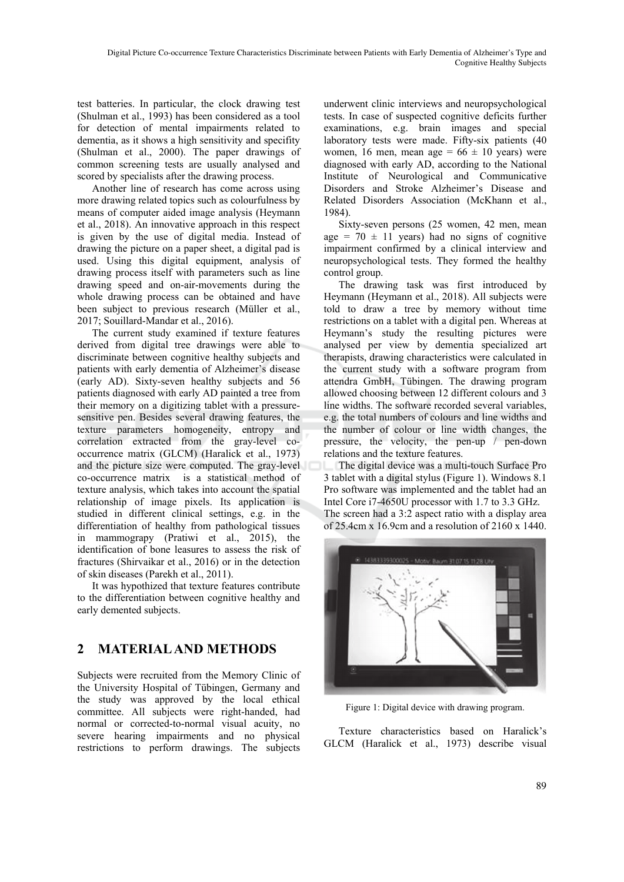test batteries. In particular, the clock drawing test (Shulman et al., 1993) has been considered as a tool for detection of mental impairments related to dementia, as it shows a high sensitivity and specifity (Shulman et al., 2000). The paper drawings of common screening tests are usually analysed and scored by specialists after the drawing process.

Another line of research has come across using more drawing related topics such as colourfulness by means of computer aided image analysis (Heymann et al., 2018). An innovative approach in this respect is given by the use of digital media. Instead of drawing the picture on a paper sheet, a digital pad is used. Using this digital equipment, analysis of drawing process itself with parameters such as line drawing speed and on-air-movements during the whole drawing process can be obtained and have been subject to previous research (Müller et al., 2017; Souillard-Mandar et al., 2016).

The current study examined if texture features derived from digital tree drawings were able to discriminate between cognitive healthy subjects and patients with early dementia of Alzheimer's disease (early AD). Sixty-seven healthy subjects and 56 patients diagnosed with early AD painted a tree from their memory on a digitizing tablet with a pressure-sensitive pen. Besides several drawing features, the texture parameters homogeneity, entropy and correlation extracted from the gray-level co-occurrence matrix (GLCM) (Haralick et al., 1973) and the picture size were computed. The gray-level co-occurrence matrix is a statistical method of texture analysis, which takes into account the spatial relationship of image pixels. Its application is studied in different clinical settings, e.g. in the differentiation of healthy from pathological tissues in mammograpy (Pratiwi et al., 2015), the identification of bone leasures to assess the risk of fractures (Shirvaikar et al., 2016) or in the detection of skin diseases (Parekh et al., 2011).

It was hypothized that texture features contribute to the differentiation between cognitive healthy and early demented subjects.

## 2 MATERIAL AND METHODS

Subjects were recruited from the Memory Clinic of the University Hospital of Tübingen, Germany and the study was approved by the local ethical committee. All subjects were right-handed, had normal or corrected-to-normal visual acuity, no severe hearing impairments and no physical restrictions to perform drawings. The subjects underwent clinic interviews and neuropsychological tests. In case of suspected cognitive deficits further examinations, e.g. brain images and special laboratory tests were made. Fifty-six patients (40 women, 16 men, mean age = 66 ± 10 years) were diagnosed with early AD, according to the National Institute of Neurological and Communicative Disorders and Stroke Alzheimer's Disease and Related Disorders Association (McKhann et al., 1984).

Sixty-seven persons (25 women, 42 men, mean age = 70 ± 11 years) had no signs of cognitive impairment confirmed by a clinical interview and neuropsychological tests. They formed the healthy control group.

The drawing task was first introduced by Heymann (Heymann et al., 2018). All subjects were told to draw a tree by memory without time restrictions on a tablet with a digital pen. Whereas at Heymann's study the resulting pictures were analysed per view by dementia specialized art therapists, drawing characteristics were calculated in the current study with a software program from attendra GmbH, Tübingen. The drawing program allowed choosing between 12 different colours and 3 line widths. The software recorded several variables, e.g. the total numbers of colours and line widths and the number of colour or line width changes, the pressure, the velocity, the pen-up / pen-down relations and the texture features.

The digital device was a multi-touch Surface Pro 3 tablet with a digital stylus (Figure 1). Windows 8.1 Pro software was implemented and the tablet had an Intel Core i7-4650U processor with 1.7 to 3.3 GHz. The screen had a 3:2 aspect ratio with a display area of 25.4cm x 16.9cm and a resolution of 2160 x 1440.

Figure 1: Digital device with drawing program.

Texture characteristics based on Haralick's GLCM (Haralick et al., 1973) describe visual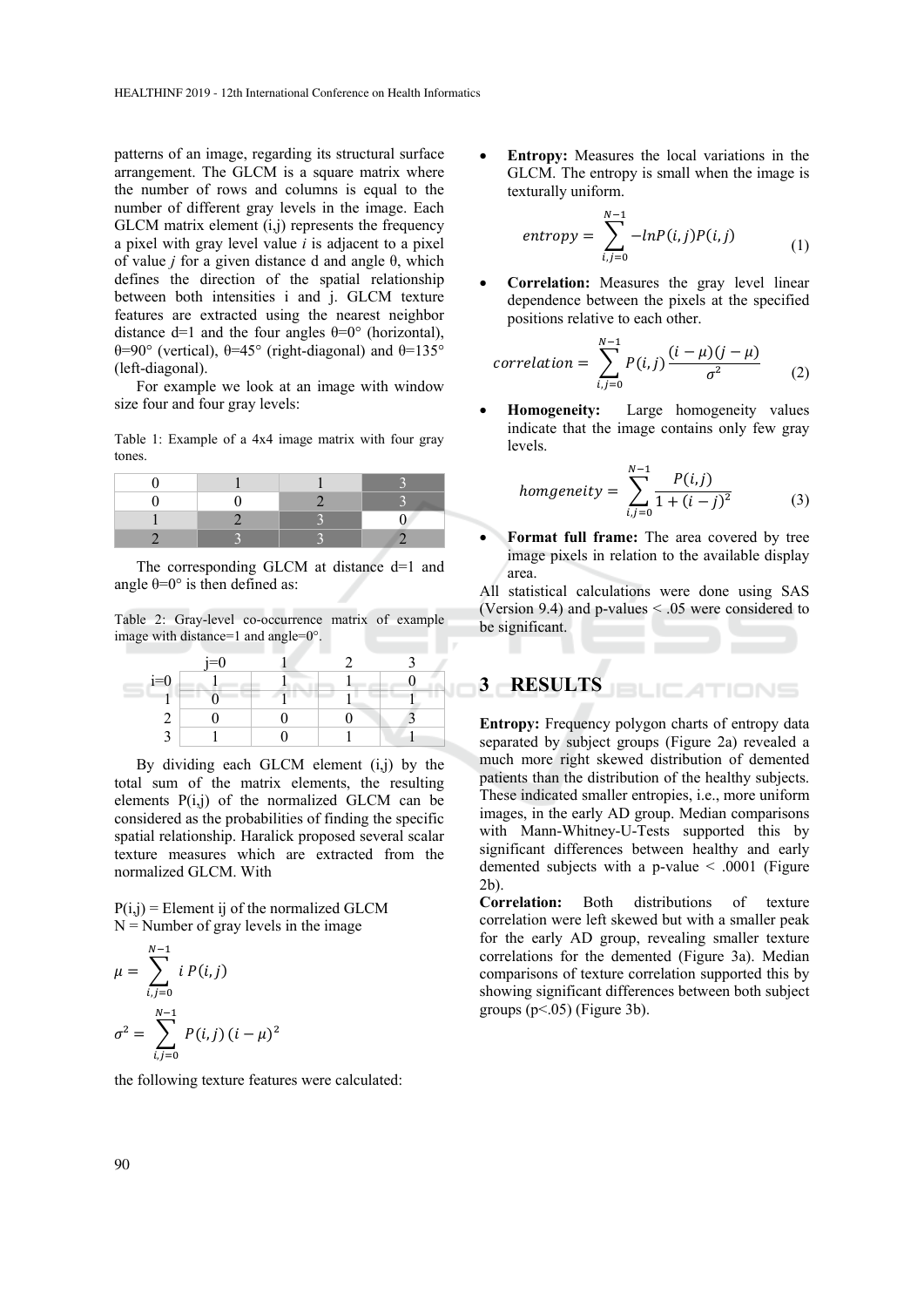patterns of an image, regarding its structural surface arrangement. The GLCM is a square matrix where the number of rows and columns is equal to the number of different gray levels in the image. Each GLCM matrix element (i,j) represents the frequency a pixel with gray level value *i* is adjacent to a pixel of value *j* for a given distance d and angle θ, which defines the direction of the spatial relationship between both intensities i and j. GLCM texture features are extracted using the nearest neighbor distance d=1 and the four angles θ=0° (horizontal), θ=90° (vertical), θ=45° (right-diagonal) and θ=135° (left-diagonal).

For example we look at an image with window size four and four gray levels:

Table 1: Example of a 4x4 image matrix with four gray tones.

| | | | |
|---|---|---|---|
| 0 | 1 | 1 | 3 |
| 0 | 0 | 2 | 3 |
| 1 | 2 | 3 | 0 |
| 2 | 3 | 3 | 2 |

The corresponding GLCM at distance d=1 and angle θ=0° is then defined as:

Table 2: Gray-level co-occurrence matrix of example image with distance=1 and angle=0°.

| | j=0 | 1 | 2 | 3 |
|---|---|---|---|---|
| i=0 | 1 | 1 | 1 | 0 |
| 1 | 0 | 1 | 1 | 1 |
| 2 | 0 | 0 | 0 | 3 |
| 3 | 1 | 0 | 1 | 1 |

By dividing each GLCM element (i,j) by the total sum of the matrix elements, the resulting elements P(i,j) of the normalized GLCM can be considered as the probabilities of finding the specific spatial relationship. Haralick proposed several scalar texture measures which are extracted from the normalized GLCM. With

P(i,j) = Element ij of the normalized GLCM
N = Number of gray levels in the image

$$\mu = \sum_{i,j=0}^{N-1} i\, P(i,j)$$

$$\sigma^2 = \sum_{i,j=0}^{N-1} P(i,j)\,(i-\mu)^2$$

the following texture features were calculated:

- **Entropy:** Measures the local variations in the GLCM. The entropy is small when the image is texturally uniform.

$$entropy = \sum_{i,j=0}^{N-1} -lnP(i,j)P(i,j) \tag{1}$$

- **Correlation:** Measures the gray level linear dependence between the pixels at the specified positions relative to each other.

$$correlation = \sum_{i,j=0}^{N-1} P(i,j)\frac{(i-\mu)(j-\mu)}{\sigma^2} \tag{2}$$

- **Homogeneity:** Large homogeneity values indicate that the image contains only few gray levels.

$$homgeneity = \sum_{i,j=0}^{N-1} \frac{P(i,j)}{1+(i-j)^2} \tag{3}$$

- **Format full frame:** The area covered by tree image pixels in relation to the available display area.

All statistical calculations were done using SAS (Version 9.4) and p-values < .05 were considered to be significant.

## 3 RESULTS

**Entropy:** Frequency polygon charts of entropy data separated by subject groups (Figure 2a) revealed a much more right skewed distribution of demented patients than the distribution of the healthy subjects. These indicated smaller entropies, i.e., more uniform images, in the early AD group. Median comparisons with Mann-Whitney-U-Tests supported this by significant differences between healthy and early demented subjects with a p-value < .0001 (Figure 2b).

**Correlation:** Both distributions of texture correlation were left skewed but with a smaller peak for the early AD group, revealing smaller texture correlations for the demented (Figure 3a). Median comparisons of texture correlation supported this by showing significant differences between both subject groups (p<.05) (Figure 3b).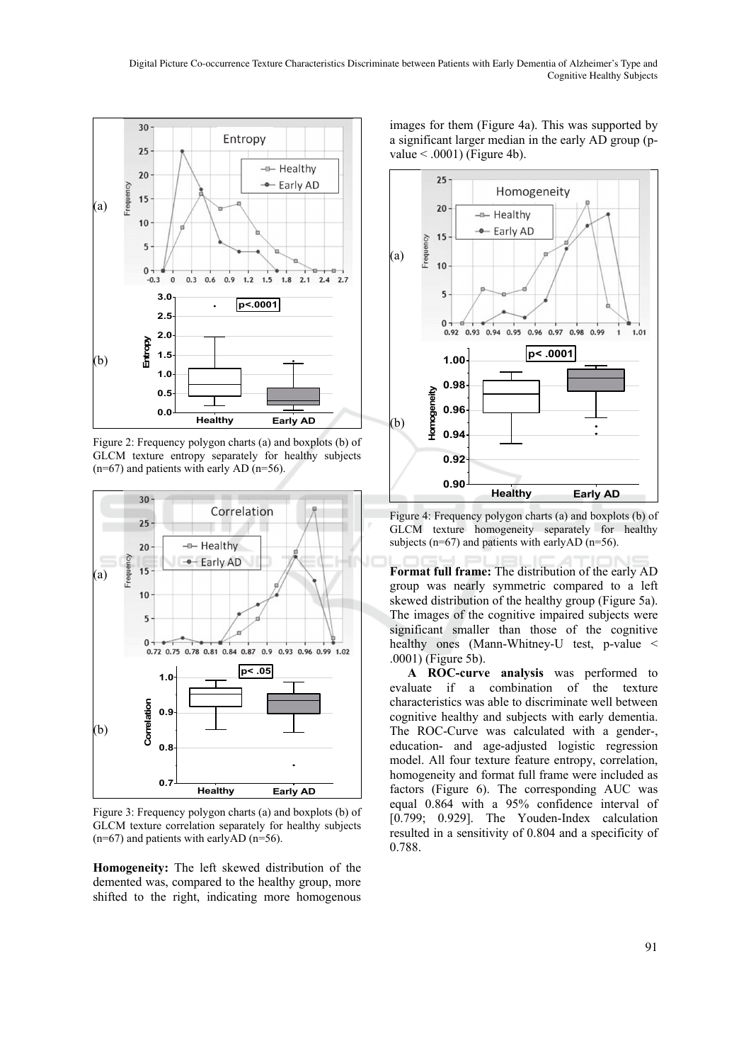Figure 2: Frequency polygon charts (a) and boxplots (b) of GLCM texture entropy separately for healthy subjects (n=67) and patients with early AD (n=56).

Figure 3: Frequency polygon charts (a) and boxplots (b) of GLCM texture correlation separately for healthy subjects (n=67) and patients with earlyAD (n=56).

**Homogeneity:** The left skewed distribution of the demented was, compared to the healthy group, more shifted to the right, indicating more homogenous images for them (Figure 4a). This was supported by a significant larger median in the early AD group (p-value < .0001) (Figure 4b).

Figure 4: Frequency polygon charts (a) and boxplots (b) of GLCM texture homogeneity separately for healthy subjects (n=67) and patients with earlyAD (n=56).

**Format full frame:** The distribution of the early AD group was nearly symmetric compared to a left skewed distribution of the healthy group (Figure 5a). The images of the cognitive impaired subjects were significant smaller than those of the cognitive healthy ones (Mann-Whitney-U test, p-value < .0001) (Figure 5b).

**A ROC-curve analysis** was performed to evaluate if a combination of the texture characteristics was able to discriminate well between cognitive healthy and subjects with early dementia. The ROC-Curve was calculated with a gender-, education- and age-adjusted logistic regression model. All four texture feature entropy, correlation, homogeneity and format full frame were included as factors (Figure 6). The corresponding AUC was equal 0.864 with a 95% confidence interval of [0.799; 0.929]. The Youden-Index calculation resulted in a sensitivity of 0.804 and a specificity of 0.788.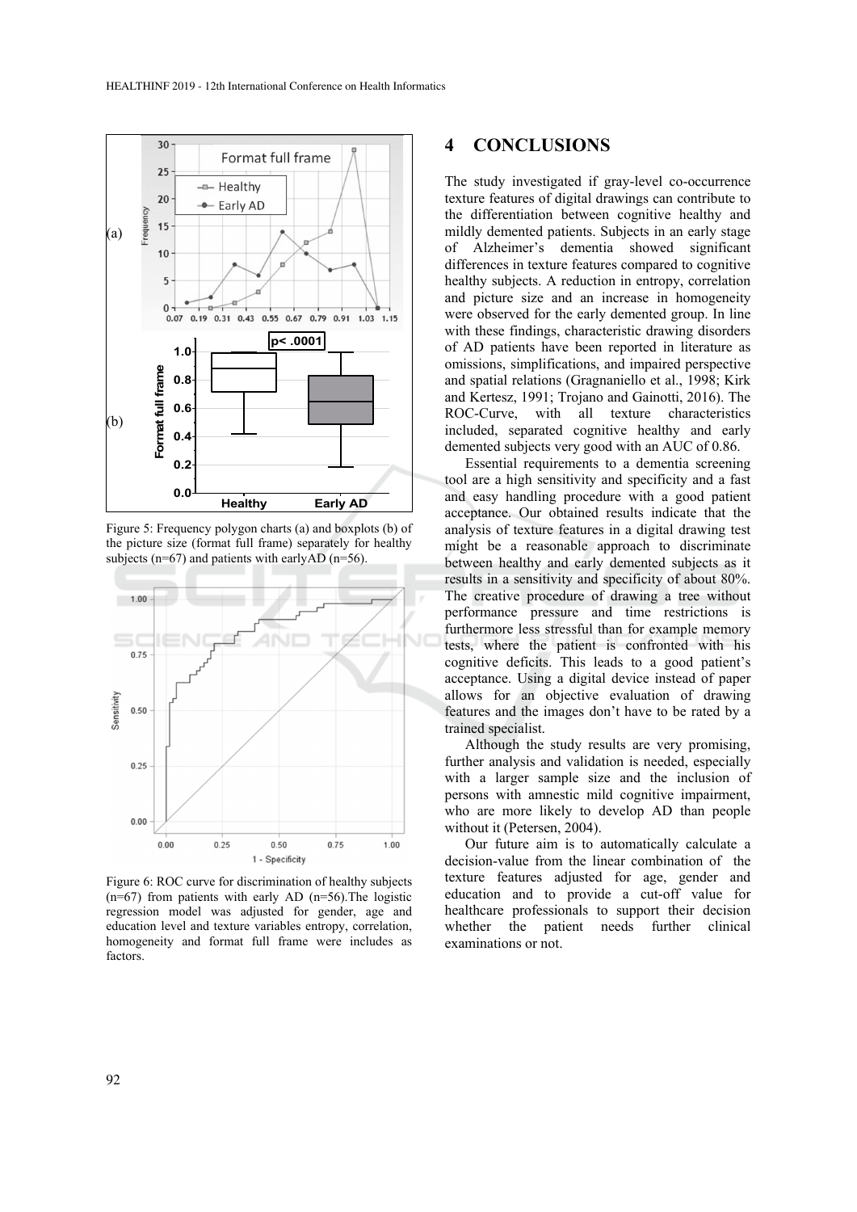Figure 5: Frequency polygon charts (a) and boxplots (b) of the picture size (format full frame) separately for healthy subjects (n=67) and patients with earlyAD (n=56).

Figure 6: ROC curve for discrimination of healthy subjects (n=67) from patients with early AD (n=56).The logistic regression model was adjusted for gender, age and education level and texture variables entropy, correlation, homogeneity and format full frame were includes as factors.

## 4 CONCLUSIONS

The study investigated if gray-level co-occurrence texture features of digital drawings can contribute to the differentiation between cognitive healthy and mildly demented patients. Subjects in an early stage of Alzheimer's dementia showed significant differences in texture features compared to cognitive healthy subjects. A reduction in entropy, correlation and picture size and an increase in homogeneity were observed for the early demented group. In line with these findings, characteristic drawing disorders of AD patients have been reported in literature as omissions, simplifications, and impaired perspective and spatial relations (Gragnaniello et al., 1998; Kirk and Kertesz, 1991; Trojano and Gainotti, 2016). The ROC-Curve, with all texture characteristics included, separated cognitive healthy and early demented subjects very good with an AUC of 0.86.

Essential requirements to a dementia screening tool are a high sensitivity and specificity and a fast and easy handling procedure with a good patient acceptance. Our obtained results indicate that the analysis of texture features in a digital drawing test might be a reasonable approach to discriminate between healthy and early demented subjects as it results in a sensitivity and specificity of about 80%. The creative procedure of drawing a tree without performance pressure and time restrictions is furthermore less stressful than for example memory tests, where the patient is confronted with his cognitive deficits. This leads to a good patient's acceptance. Using a digital device instead of paper allows for an objective evaluation of drawing features and the images don't have to be rated by a trained specialist.

Although the study results are very promising, further analysis and validation is needed, especially with a larger sample size and the inclusion of persons with amnestic mild cognitive impairment, who are more likely to develop AD than people without it (Petersen, 2004).

Our future aim is to automatically calculate a decision-value from the linear combination of the texture features adjusted for age, gender and education and to provide a cut-off value for healthcare professionals to support their decision whether the patient needs further clinical examinations or not.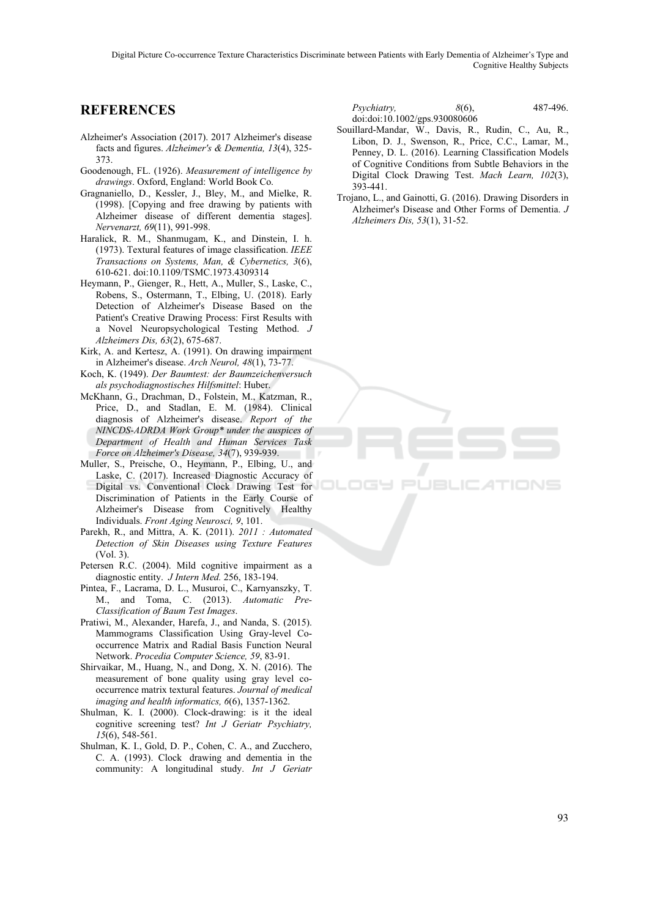## REFERENCES

Alzheimer's Association (2017). 2017 Alzheimer's disease facts and figures. *Alzheimer's & Dementia, 13*(4), 325-373.

Goodenough, FL. (1926). *Measurement of intelligence by drawings*. Oxford, England: World Book Co.

Gragnaniello, D., Kessler, J., Bley, M., and Mielke, R. (1998). [Copying and free drawing by patients with Alzheimer disease of different dementia stages]. *Nervenarzt, 69*(11), 991-998.

Haralick, R. M., Shanmugam, K., and Dinstein, I. h. (1973). Textural features of image classification. *IEEE Transactions on Systems, Man, & Cybernetics, 3*(6), 610-621. doi:10.1109/TSMC.1973.4309314

Heymann, P., Gienger, R., Hett, A., Muller, S., Laske, C., Robens, S., Ostermann, T., Elbing, U. (2018). Early Detection of Alzheimer's Disease Based on the Patient's Creative Drawing Process: First Results with a Novel Neuropsychological Testing Method. *J Alzheimers Dis, 63*(2), 675-687.

Kirk, A. and Kertesz, A. (1991). On drawing impairment in Alzheimer's disease. *Arch Neurol, 48*(1), 73-77.

Koch, K. (1949). *Der Baumtest: der Baumzeichenversuch als psychodiagnostisches Hilfsmittel*: Huber.

McKhann, G., Drachman, D., Folstein, M., Katzman, R., Price, D., and Stadlan, E. M. (1984). Clinical diagnosis of Alzheimer's disease. *Report of the NINCDS-ADRDA Work Group\* under the auspices of Department of Health and Human Services Task Force on Alzheimer's Disease, 34*(7), 939-939.

Muller, S., Preische, O., Heymann, P., Elbing, U., and Laske, C. (2017). Increased Diagnostic Accuracy of Digital vs. Conventional Clock Drawing Test for Discrimination of Patients in the Early Course of Alzheimer's Disease from Cognitively Healthy Individuals. *Front Aging Neurosci, 9*, 101.

Parekh, R., and Mittra, A. K. (2011). *2011 : Automated Detection of Skin Diseases using Texture Features* (Vol. 3).

Petersen R.C. (2004). Mild cognitive impairment as a diagnostic entity. *J Intern Med.* 256, 183-194.

Pintea, F., Lacrama, D. L., Musuroi, C., Karnyanszky, T. M., and Toma, C. (2013). *Automatic Pre-Classification of Baum Test Images*.

Pratiwi, M., Alexander, Harefa, J., and Nanda, S. (2015). Mammograms Classification Using Gray-level Co-occurrence Matrix and Radial Basis Function Neural Network. *Procedia Computer Science, 59*, 83-91.

Shirvaikar, M., Huang, N., and Dong, X. N. (2016). The measurement of bone quality using gray level co-occurrence matrix textural features. *Journal of medical imaging and health informatics, 6*(6), 1357-1362.

Shulman, K. I. (2000). Clock-drawing: is it the ideal cognitive screening test? *Int J Geriatr Psychiatry, 15*(6), 548-561.

Shulman, K. I., Gold, D. P., Cohen, C. A., and Zucchero, C. A. (1993). Clock drawing and dementia in the community: A longitudinal study. *Int J Geriatr Psychiatry, 8*(6), 487-496. doi:doi:10.1002/gps.930080606

Souillard-Mandar, W., Davis, R., Rudin, C., Au, R., Libon, D. J., Swenson, R., Price, C.C., Lamar, M., Penney, D. L. (2016). Learning Classification Models of Cognitive Conditions from Subtle Behaviors in the Digital Clock Drawing Test. *Mach Learn, 102*(3), 393-441.

Trojano, L., and Gainotti, G. (2016). Drawing Disorders in Alzheimer's Disease and Other Forms of Dementia. *J Alzheimers Dis, 53*(1), 31-52.